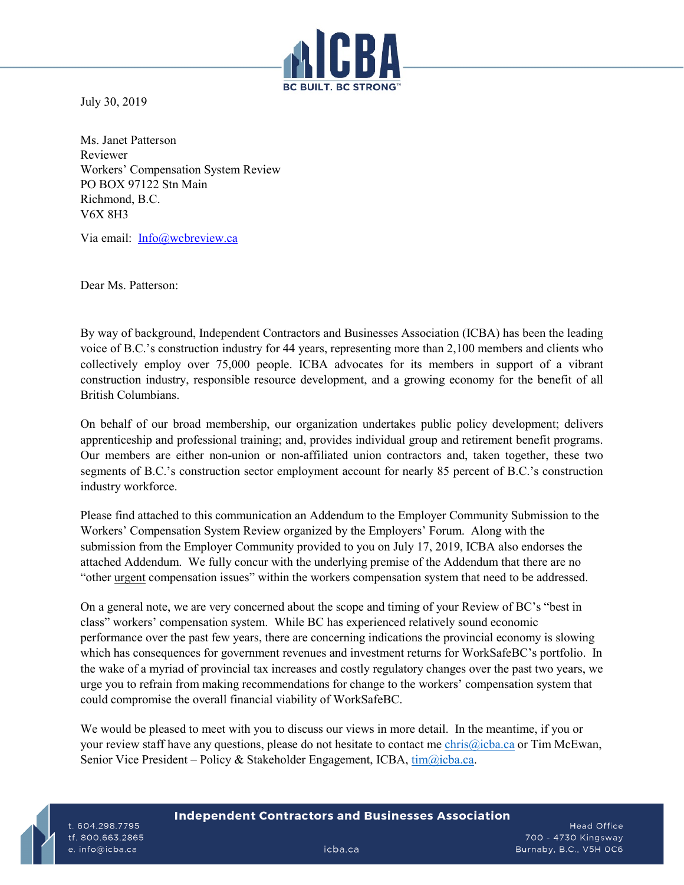July 30, 2019

Ms. Janet Patterson
Reviewer
Workers' Compensation System Review
PO BOX 97122 Stn Main
Richmond, B.C.
V6X 8H3

Via email: Info@wcbreview.ca

Dear Ms. Patterson:

By way of background, Independent Contractors and Businesses Association (ICBA) has been the leading voice of B.C.'s construction industry for 44 years, representing more than 2,100 members and clients who collectively employ over 75,000 people. ICBA advocates for its members in support of a vibrant construction industry, responsible resource development, and a growing economy for the benefit of all British Columbians.

On behalf of our broad membership, our organization undertakes public policy development; delivers apprenticeship and professional training; and, provides individual group and retirement benefit programs. Our members are either non-union or non-affiliated union contractors and, taken together, these two segments of B.C.'s construction sector employment account for nearly 85 percent of B.C.'s construction industry workforce.

Please find attached to this communication an Addendum to the Employer Community Submission to the Workers' Compensation System Review organized by the Employers' Forum. Along with the submission from the Employer Community provided to you on July 17, 2019, ICBA also endorses the attached Addendum. We fully concur with the underlying premise of the Addendum that there are no "other urgent compensation issues" within the workers compensation system that need to be addressed.

On a general note, we are very concerned about the scope and timing of your Review of BC's "best in class" workers' compensation system. While BC has experienced relatively sound economic performance over the past few years, there are concerning indications the provincial economy is slowing which has consequences for government revenues and investment returns for WorkSafeBC's portfolio. In the wake of a myriad of provincial tax increases and costly regulatory changes over the past two years, we urge you to refrain from making recommendations for change to the workers' compensation system that could compromise the overall financial viability of WorkSafeBC.

We would be pleased to meet with you to discuss our views in more detail. In the meantime, if you or your review staff have any questions, please do not hesitate to contact me chris@icba.ca or Tim McEwan, Senior Vice President – Policy & Stakeholder Engagement, ICBA, tim@icba.ca.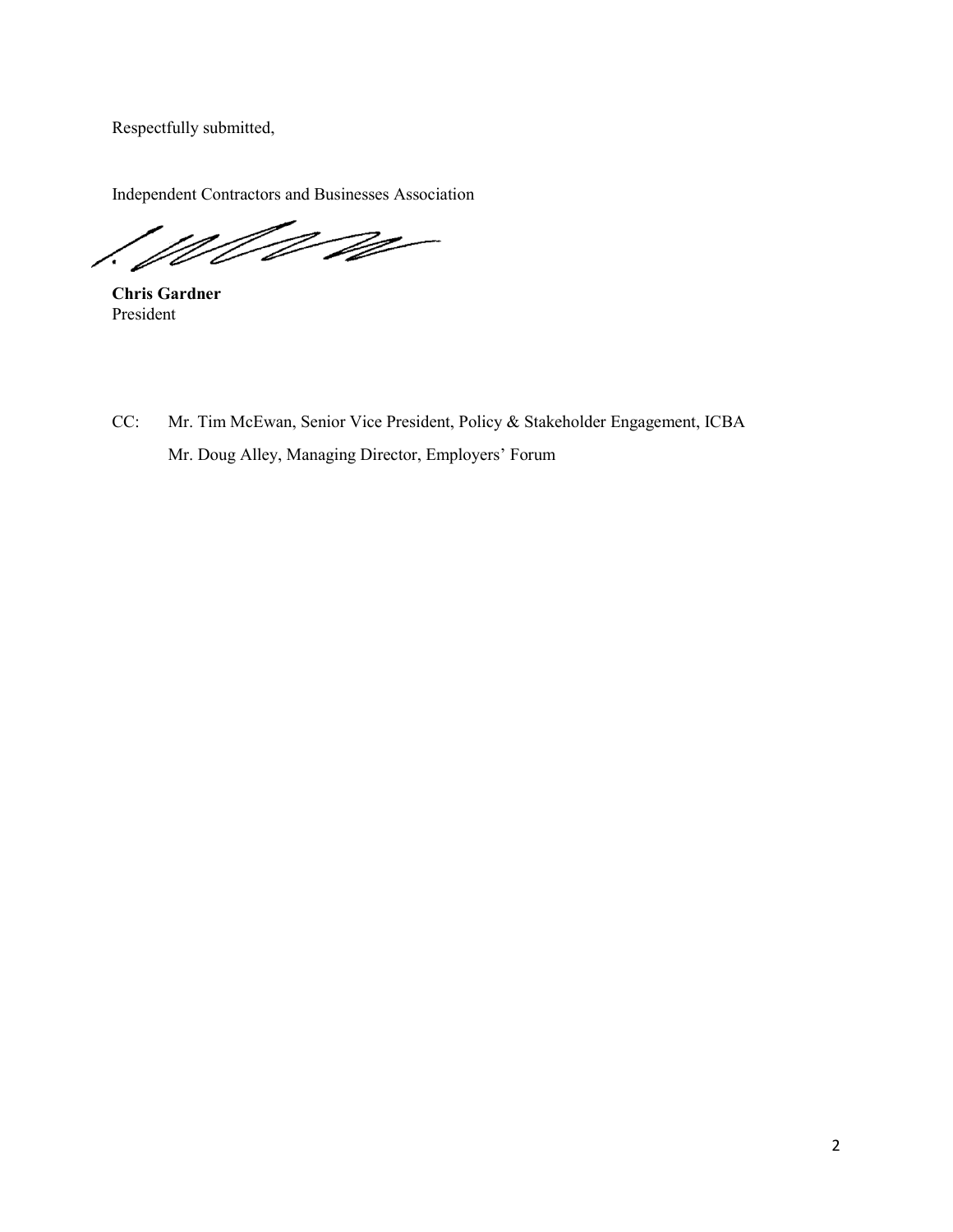Respectfully submitted,

Independent Contractors and Businesses Association

**Chris Gardner**
President

CC: Mr. Tim McEwan, Senior Vice President, Policy & Stakeholder Engagement, ICBA
Mr. Doug Alley, Managing Director, Employers' Forum